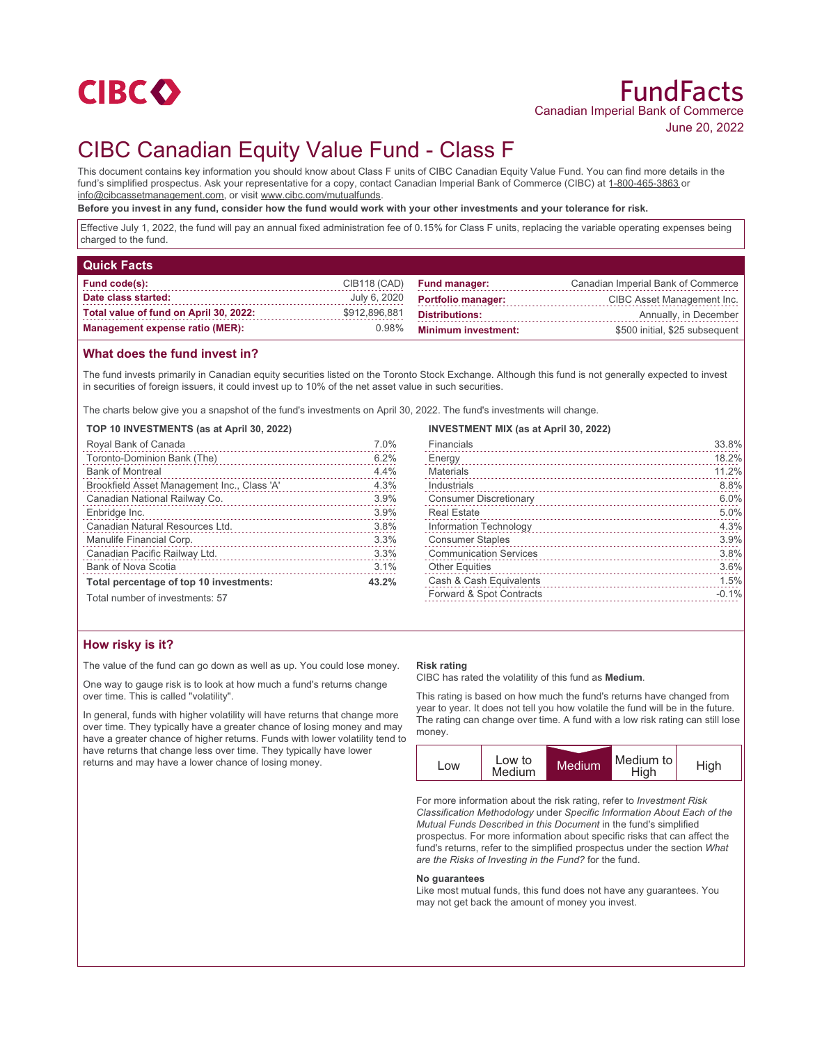CIBC

# FundFacts

Canadian Imperial Bank of Commerce

June 20, 2022

# CIBC Canadian Equity Value Fund - Class F

This document contains key information you should know about Class F units of CIBC Canadian Equity Value Fund. You can find more details in the fund's simplified prospectus. Ask your representative for a copy, contact Canadian Imperial Bank of Commerce (CIBC) at 1-800-465-3863 or info@cibcassetmanagement.com, or visit www.cibc.com/mutualfunds.

**Before you invest in any fund, consider how the fund would work with your other investments and your tolerance for risk.**

Effective July 1, 2022, the fund will pay an annual fixed administration fee of 0.15% for Class F units, replacing the variable operating expenses being charged to the fund.

## Quick Facts

| | | | |
|---|---|---|---|
| **Fund code(s):** | CIB118 (CAD) | **Fund manager:** | Canadian Imperial Bank of Commerce |
| **Date class started:** | July 6, 2020 | **Portfolio manager:** | CIBC Asset Management Inc. |
| **Total value of fund on April 30, 2022:** | $912,896,881 | **Distributions:** | Annually, in December |
| **Management expense ratio (MER):** | 0.98% | **Minimum investment:** | $500 initial, $25 subsequent |

## What does the fund invest in?

The fund invests primarily in Canadian equity securities listed on the Toronto Stock Exchange. Although this fund is not generally expected to invest in securities of foreign issuers, it could invest up to 10% of the net asset value in such securities.

The charts below give you a snapshot of the fund's investments on April 30, 2022. The fund's investments will change.

**TOP 10 INVESTMENTS (as at April 30, 2022)**

| | |
|---|---|
| Royal Bank of Canada | 7.0% |
| Toronto-Dominion Bank (The) | 6.2% |
| Bank of Montreal | 4.4% |
| Brookfield Asset Management Inc., Class 'A' | 4.3% |
| Canadian National Railway Co. | 3.9% |
| Enbridge Inc. | 3.9% |
| Canadian Natural Resources Ltd. | 3.8% |
| Manulife Financial Corp. | 3.3% |
| Canadian Pacific Railway Ltd. | 3.3% |
| Bank of Nova Scotia | 3.1% |
| **Total percentage of top 10 investments:** | **43.2%** |

Total number of investments: 57

**INVESTMENT MIX (as at April 30, 2022)**

| | |
|---|---|
| Financials | 33.8% |
| Energy | 18.2% |
| Materials | 11.2% |
| Industrials | 8.8% |
| Consumer Discretionary | 6.0% |
| Real Estate | 5.0% |
| Information Technology | 4.3% |
| Consumer Staples | 3.9% |
| Communication Services | 3.8% |
| Other Equities | 3.6% |
| Cash & Cash Equivalents | 1.5% |
| Forward & Spot Contracts | -0.1% |

## How risky is it?

The value of the fund can go down as well as up. You could lose money.

One way to gauge risk is to look at how much a fund's returns change over time. This is called "volatility".

In general, funds with higher volatility will have returns that change more over time. They typically have a greater chance of losing money and may have a greater chance of higher returns. Funds with lower volatility tend to have returns that change less over time. They typically have lower returns and may have a lower chance of losing money.

**Risk rating**

CIBC has rated the volatility of this fund as **Medium**.

This rating is based on how much the fund's returns have changed from year to year. It does not tell you how volatile the fund will be in the future. The rating can change over time. A fund with a low risk rating can still lose money.

| Low | Low to Medium | **Medium** | Medium to High | High |
|---|---|---|---|---|

For more information about the risk rating, refer to *Investment Risk Classification Methodology* under *Specific Information About Each of the Mutual Funds Described in this Document* in the fund's simplified prospectus. For more information about specific risks that can affect the fund's returns, refer to the simplified prospectus under the section *What are the Risks of Investing in the Fund?* for the fund.

**No guarantees**

Like most mutual funds, this fund does not have any guarantees. You may not get back the amount of money you invest.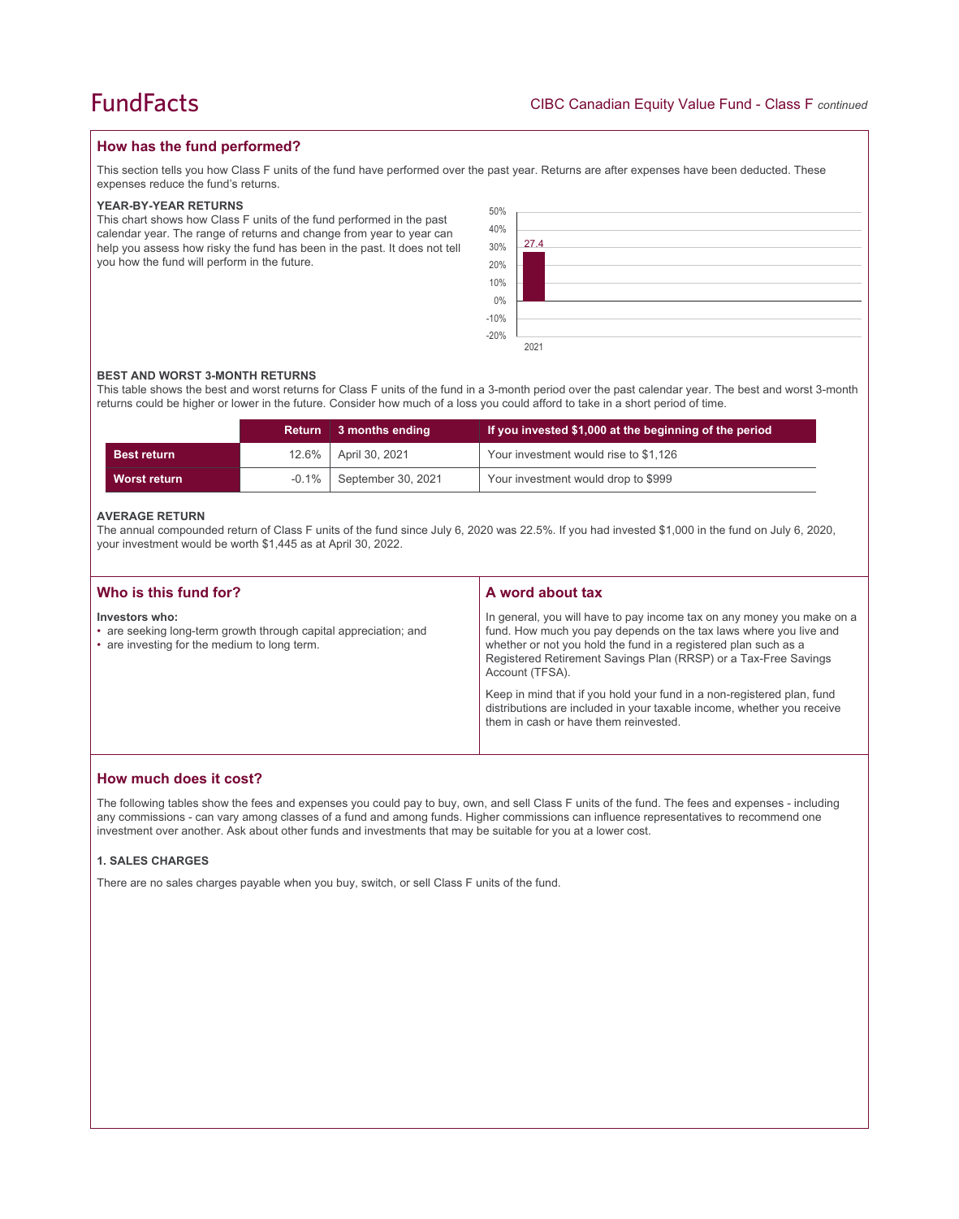## How has the fund performed?

This section tells you how Class F units of the fund have performed over the past year. Returns are after expenses have been deducted. These expenses reduce the fund's returns.

### YEAR-BY-YEAR RETURNS

This chart shows how Class F units of the fund performed in the past calendar year. The range of returns and change from year to year can help you assess how risky the fund has been in the past. It does not tell you how the fund will perform in the future.

| Year | Return (%) |
|---|---|
| 2021 | 27.4 |

### BEST AND WORST 3-MONTH RETURNS

This table shows the best and worst returns for Class F units of the fund in a 3-month period over the past calendar year. The best and worst 3-month returns could be higher or lower in the future. Consider how much of a loss you could afford to take in a short period of time.

| | Return | 3 months ending | If you invested $1,000 at the beginning of the period |
|---|---|---|---|
| **Best return** | 12.6% | April 30, 2021 | Your investment would rise to $1,126 |
| **Worst return** | -0.1% | September 30, 2021 | Your investment would drop to $999 |

### AVERAGE RETURN

The annual compounded return of Class F units of the fund since July 6, 2020 was 22.5%. If you had invested $1,000 in the fund on July 6, 2020, your investment would be worth $1,445 as at April 30, 2022.

## Who is this fund for?

**Investors who:**

- are seeking long-term growth through capital appreciation; and
- are investing for the medium to long term.

## A word about tax

In general, you will have to pay income tax on any money you make on a fund. How much you pay depends on the tax laws where you live and whether or not you hold the fund in a registered plan such as a Registered Retirement Savings Plan (RRSP) or a Tax-Free Savings Account (TFSA).

Keep in mind that if you hold your fund in a non-registered plan, fund distributions are included in your taxable income, whether you receive them in cash or have them reinvested.

## How much does it cost?

The following tables show the fees and expenses you could pay to buy, own, and sell Class F units of the fund. The fees and expenses - including any commissions - can vary among classes of a fund and among funds. Higher commissions can influence representatives to recommend one investment over another. Ask about other funds and investments that may be suitable for you at a lower cost.

### 1. SALES CHARGES

There are no sales charges payable when you buy, switch, or sell Class F units of the fund.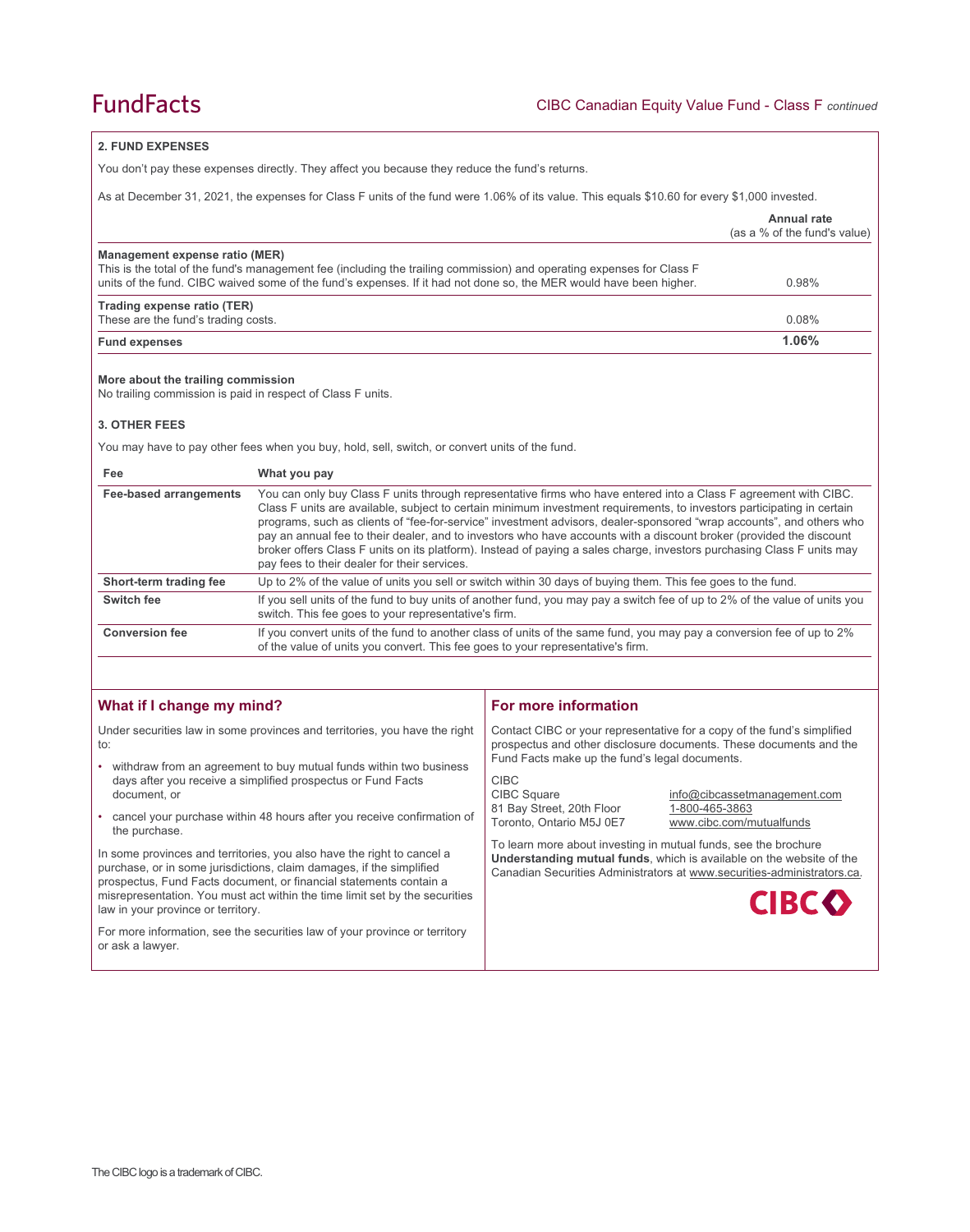## 2. FUND EXPENSES

You don't pay these expenses directly. They affect you because they reduce the fund's returns.

As at December 31, 2021, the expenses for Class F units of the fund were 1.06% of its value. This equals $10.60 for every $1,000 invested.

| | Annual rate (as a % of the fund's value) |
|---|---|
| **Management expense ratio (MER)**<br>This is the total of the fund's management fee (including the trailing commission) and operating expenses for Class F units of the fund. CIBC waived some of the fund's expenses. If it had not done so, the MER would have been higher. | 0.98% |
| **Trading expense ratio (TER)**<br>These are the fund's trading costs. | 0.08% |
| **Fund expenses** | **1.06%** |

**More about the trailing commission**
No trailing commission is paid in respect of Class F units.

## 3. OTHER FEES

You may have to pay other fees when you buy, hold, sell, switch, or convert units of the fund.

| Fee | What you pay |
|---|---|
| **Fee-based arrangements** | You can only buy Class F units through representative firms who have entered into a Class F agreement with CIBC. Class F units are available, subject to certain minimum investment requirements, to investors participating in certain programs, such as clients of "fee-for-service" investment advisors, dealer-sponsored "wrap accounts", and others who pay an annual fee to their dealer, and to investors who have accounts with a discount broker (provided the discount broker offers Class F units on its platform). Instead of paying a sales charge, investors purchasing Class F units may pay fees to their dealer for their services. |
| **Short-term trading fee** | Up to 2% of the value of units you sell or switch within 30 days of buying them. This fee goes to the fund. |
| **Switch fee** | If you sell units of the fund to buy units of another fund, you may pay a switch fee of up to 2% of the value of units you switch. This fee goes to your representative's firm. |
| **Conversion fee** | If you convert units of the fund to another class of units of the same fund, you may pay a conversion fee of up to 2% of the value of units you convert. This fee goes to your representative's firm. |

## What if I change my mind?

Under securities law in some provinces and territories, you have the right to:

- withdraw from an agreement to buy mutual funds within two business days after you receive a simplified prospectus or Fund Facts document, or
- cancel your purchase within 48 hours after you receive confirmation of the purchase.

In some provinces and territories, you also have the right to cancel a purchase, or in some jurisdictions, claim damages, if the simplified prospectus, Fund Facts document, or financial statements contain a misrepresentation. You must act within the time limit set by the securities law in your province or territory.

For more information, see the securities law of your province or territory or ask a lawyer.

## For more information

Contact CIBC or your representative for a copy of the fund's simplified prospectus and other disclosure documents. These documents and the Fund Facts make up the fund's legal documents.

CIBC
CIBC Square
81 Bay Street, 20th Floor
Toronto, Ontario M5J 0E7

info@cibcassetmanagement.com
1-800-465-3863
www.cibc.com/mutualfunds

To learn more about investing in mutual funds, see the brochure **Understanding mutual funds**, which is available on the website of the Canadian Securities Administrators at www.securities-administrators.ca.

CIBC

The CIBC logo is a trademark of CIBC.